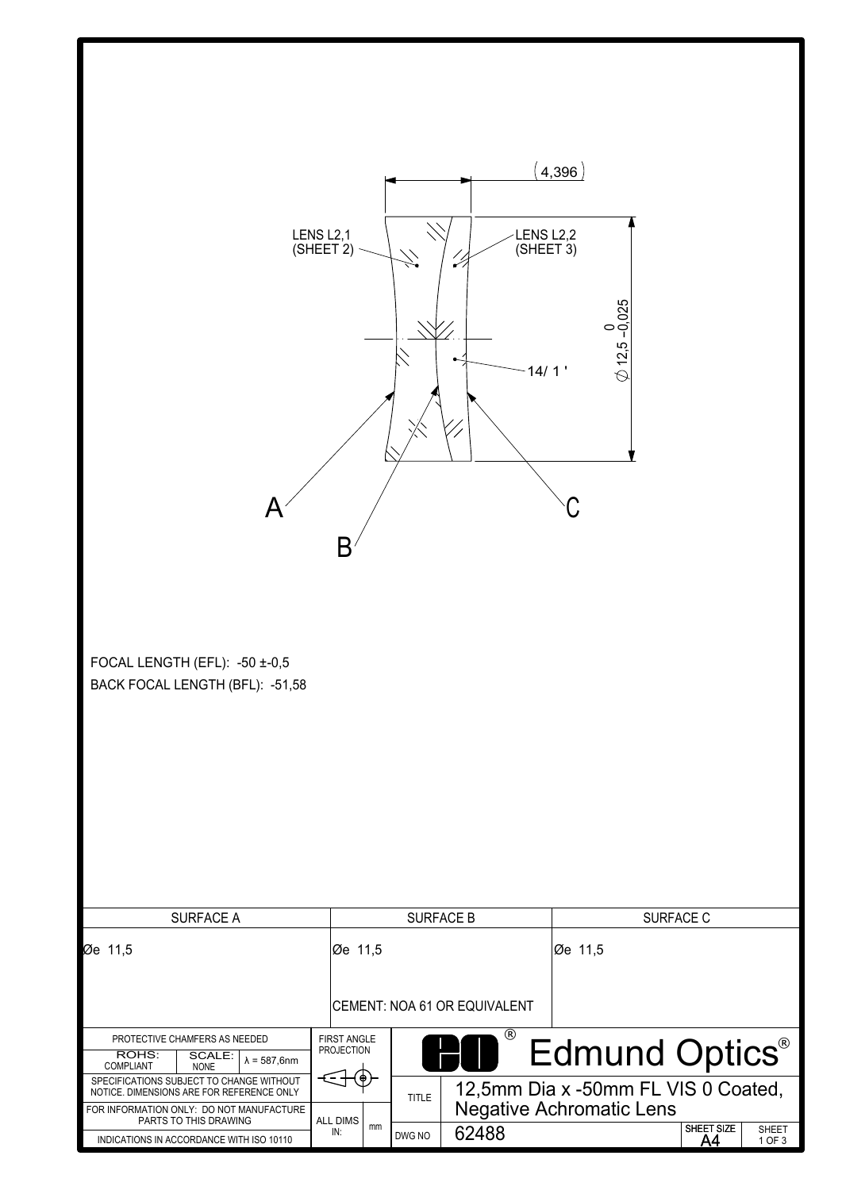(4,396)

LENS L2,1 (SHEET 2)

LENS L2,2 (SHEET 3)

$\varnothing$ 12,5 $^{0}_{-0,025}$

14/ 1 '

A

B

C

FOCAL LENGTH (EFL): -50 ±-0,5

BACK FOCAL LENGTH (BFL): -51,58

| SURFACE A | SURFACE B | SURFACE C |
|---|---|---|
| Øe 11,5 | Øe 11,5<br><br>CEMENT: NOA 61 OR EQUIVALENT | Øe 11,5 |

PROTECTIVE CHAMFERS AS NEEDED

ROHS: COMPLIANT | SCALE: NONE | λ = 587,6nm

SPECIFICATIONS SUBJECT TO CHANGE WITHOUT NOTICE. DIMENSIONS ARE FOR REFERENCE ONLY

FOR INFORMATION ONLY: DO NOT MANUFACTURE PARTS TO THIS DRAWING

INDICATIONS IN ACCORDANCE WITH ISO 10110

FIRST ANGLE PROJECTION

ALL DIMS IN: mm

Edmund Optics®

TITLE: 12,5mm Dia x -50mm FL VIS 0 Coated, Negative Achromatic Lens

DWG NO: 62488

SHEET SIZE: A4

SHEET: 1 OF 3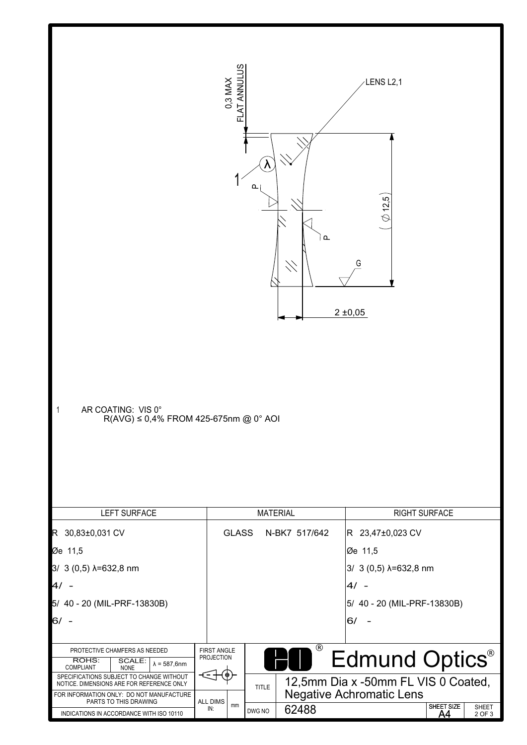0,3 MAX FLAT ANNULUS

LENS L2,1

1 λ

P

P

G

( ∅ 12,5 )

2 ±0,05

1 AR COATING: VIS 0°
R(AVG) ≤ 0,4% FROM 425-675nm @ 0° AOI

| LEFT SURFACE | MATERIAL | RIGHT SURFACE |
|---|---|---|
| R 30,83±0,031 CV | GLASS N-BK7 517/642 | R 23,47±0,023 CV |
| Øe 11,5 | | Øe 11,5 |
| 3/ 3 (0,5) λ=632,8 nm | | 3/ 3 (0,5) λ=632,8 nm |
| 4/ - | | 4/ - |
| 5/ 40 - 20 (MIL-PRF-13830B) | | 5/ 40 - 20 (MIL-PRF-13830B) |
| 6/ - | | 6/ - |

PROTECTIVE CHAMFERS AS NEEDED

ROHS: COMPLIANT | SCALE: NONE | λ = 587,6nm

SPECIFICATIONS SUBJECT TO CHANGE WITHOUT NOTICE. DIMENSIONS ARE FOR REFERENCE ONLY

FOR INFORMATION ONLY: DO NOT MANUFACTURE PARTS TO THIS DRAWING

INDICATIONS IN ACCORDANCE WITH ISO 10110

FIRST ANGLE PROJECTION

ALL DIMS IN: mm

Edmund Optics®

TITLE: 12,5mm Dia x -50mm FL VIS 0 Coated, Negative Achromatic Lens

DWG NO: 62488

SHEET SIZE: A4

SHEET 2 OF 3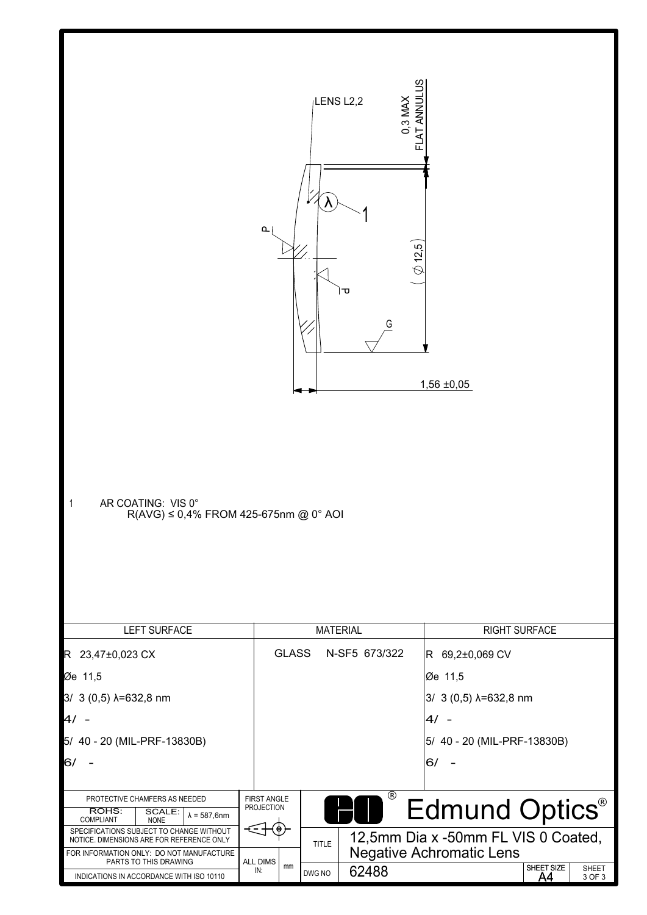LENS L2,2

0,3 MAX
FLAT ANNULUS

1

P

P

( Ø 12,5 )

G

1,56 ±0,05

1 AR COATING: VIS 0°
R(AVG) ≤ 0,4% FROM 425-675nm @ 0° AOI

| LEFT SURFACE | MATERIAL | RIGHT SURFACE |
|---|---|---|
| R 23,47±0,023 CX | GLASS N-SF5 673/322 | R 69,2±0,069 CV |
| Øe 11,5 | | Øe 11,5 |
| 3/ 3 (0,5) λ=632,8 nm | | 3/ 3 (0,5) λ=632,8 nm |
| 4/ - | | 4/ - |
| 5/ 40 - 20 (MIL-PRF-13830B) | | 5/ 40 - 20 (MIL-PRF-13830B) |
| 6/ - | | 6/ - |

PROTECTIVE CHAMFERS AS NEEDED

ROHS: COMPLIANT | SCALE: NONE | λ = 587,6nm

SPECIFICATIONS SUBJECT TO CHANGE WITHOUT NOTICE. DIMENSIONS ARE FOR REFERENCE ONLY

FOR INFORMATION ONLY: DO NOT MANUFACTURE PARTS TO THIS DRAWING

INDICATIONS IN ACCORDANCE WITH ISO 10110

FIRST ANGLE PROJECTION

ALL DIMS IN: mm

Edmund Optics®

TITLE: 12,5mm Dia x -50mm FL VIS 0 Coated, Negative Achromatic Lens

DWG NO: 62488

SHEET SIZE: A4